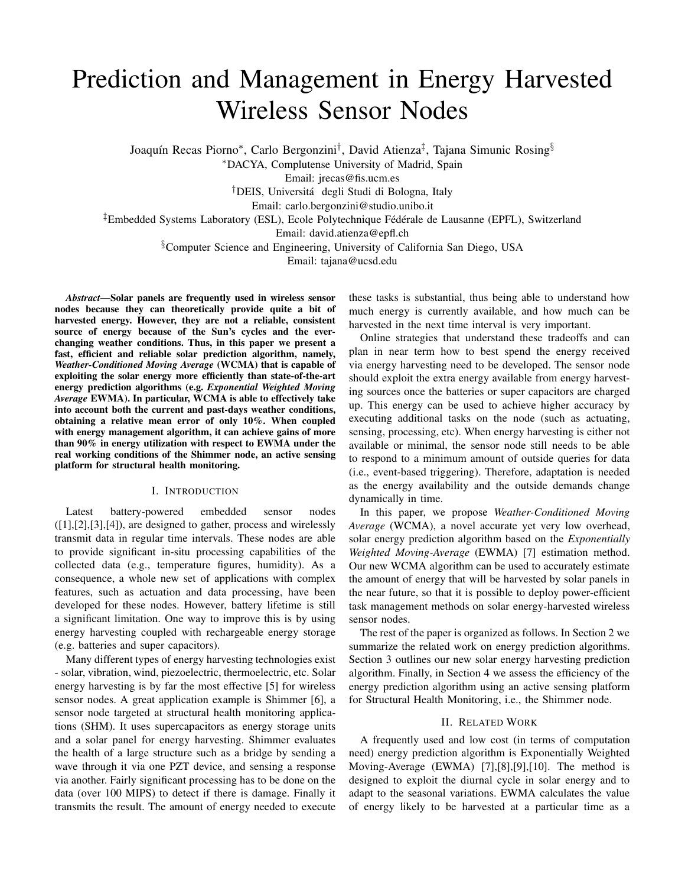# Prediction and Management in Energy Harvested Wireless Sensor Nodes

Joaquín Recas Piorno*, Carlo Bergonzini†, David Atienza‡, Tajana Simunic Rosing§

*DACYA, Complutense University of Madrid, Spain
Email: jrecas@fis.ucm.es

†DEIS, Universitá degli Studi di Bologna, Italy
Email: carlo.bergonzini@studio.unibo.it

‡Embedded Systems Laboratory (ESL), Ecole Polytechnique Fédérale de Lausanne (EPFL), Switzerland
Email: david.atienza@epfl.ch

§Computer Science and Engineering, University of California San Diego, USA
Email: tajana@ucsd.edu

***Abstract*—Solar panels are frequently used in wireless sensor nodes because they can theoretically provide quite a bit of harvested energy. However, they are not a reliable, consistent source of energy because of the Sun's cycles and the ever-changing weather conditions. Thus, in this paper we present a fast, efficient and reliable solar prediction algorithm, namely, *Weather-Conditioned Moving Average* (WCMA) that is capable of exploiting the solar energy more efficiently than state-of-the-art energy prediction algorithms (e.g. *Exponential Weighted Moving Average* EWMA). In particular, WCMA is able to effectively take into account both the current and past-days weather conditions, obtaining a relative mean error of only 10%. When coupled with energy management algorithm, it can achieve gains of more than 90% in energy utilization with respect to EWMA under the real working conditions of the Shimmer node, an active sensing platform for structural health monitoring.**

## I. Introduction

Latest battery-powered embedded sensor nodes ([1],[2],[3],[4]), are designed to gather, process and wirelessly transmit data in regular time intervals. These nodes are able to provide significant in-situ processing capabilities of the collected data (e.g., temperature figures, humidity). As a consequence, a whole new set of applications with complex features, such as actuation and data processing, have been developed for these nodes. However, battery lifetime is still a significant limitation. One way to improve this is by using energy harvesting coupled with rechargeable energy storage (e.g. batteries and super capacitors).

Many different types of energy harvesting technologies exist - solar, vibration, wind, piezoelectric, thermoelectric, etc. Solar energy harvesting is by far the most effective [5] for wireless sensor nodes. A great application example is Shimmer [6], a sensor node targeted at structural health monitoring applications (SHM). It uses supercapacitors as energy storage units and a solar panel for energy harvesting. Shimmer evaluates the health of a large structure such as a bridge by sending a wave through it via one PZT device, and sensing a response via another. Fairly significant processing has to be done on the data (over 100 MIPS) to detect if there is damage. Finally it transmits the result. The amount of energy needed to execute these tasks is substantial, thus being able to understand how much energy is currently available, and how much can be harvested in the next time interval is very important.

Online strategies that understand these tradeoffs and can plan in near term how to best spend the energy received via energy harvesting need to be developed. The sensor node should exploit the extra energy available from energy harvesting sources once the batteries or super capacitors are charged up. This energy can be used to achieve higher accuracy by executing additional tasks on the node (such as actuating, sensing, processing, etc). When energy harvesting is either not available or minimal, the sensor node still needs to be able to respond to a minimum amount of outside queries for data (i.e., event-based triggering). Therefore, adaptation is needed as the energy availability and the outside demands change dynamically in time.

In this paper, we propose *Weather-Conditioned Moving Average* (WCMA), a novel accurate yet very low overhead, solar energy prediction algorithm based on the *Exponentially Weighted Moving-Average* (EWMA) [7] estimation method. Our new WCMA algorithm can be used to accurately estimate the amount of energy that will be harvested by solar panels in the near future, so that it is possible to deploy power-efficient task management methods on solar energy-harvested wireless sensor nodes.

The rest of the paper is organized as follows. In Section 2 we summarize the related work on energy prediction algorithms. Section 3 outlines our new solar energy harvesting prediction algorithm. Finally, in Section 4 we assess the efficiency of the energy prediction algorithm using an active sensing platform for Structural Health Monitoring, i.e., the Shimmer node.

## II. Related Work

A frequently used and low cost (in terms of computation need) energy prediction algorithm is Exponentially Weighted Moving-Average (EWMA) [7],[8],[9],[10]. The method is designed to exploit the diurnal cycle in solar energy and to adapt to the seasonal variations. EWMA calculates the value of energy likely to be harvested at a particular time as a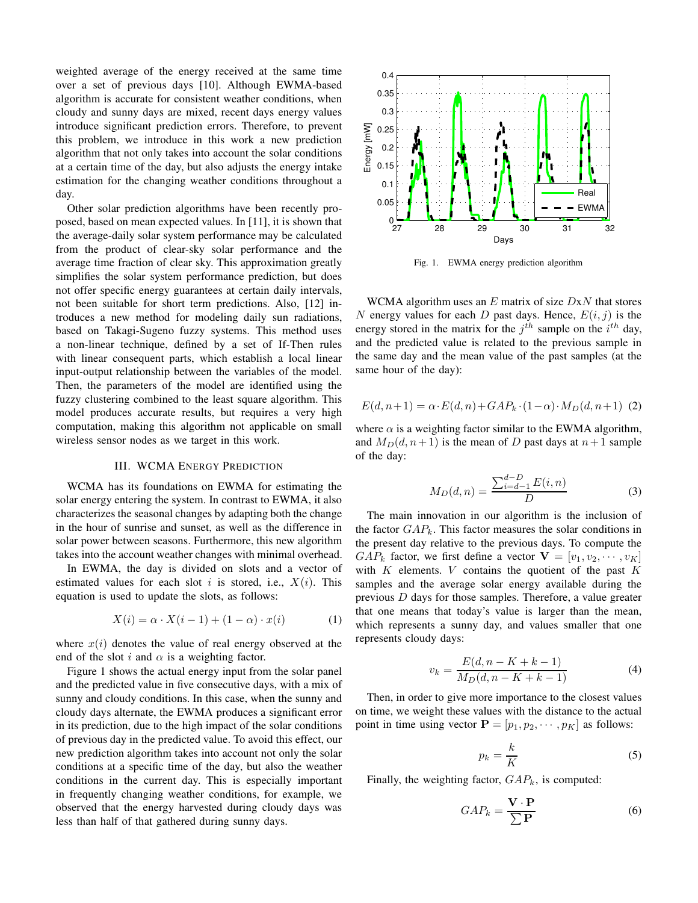weighted average of the energy received at the same time over a set of previous days [10]. Although EWMA-based algorithm is accurate for consistent weather conditions, when cloudy and sunny days are mixed, recent days energy values introduce significant prediction errors. Therefore, to prevent this problem, we introduce in this work a new prediction algorithm that not only takes into account the solar conditions at a certain time of the day, but also adjusts the energy intake estimation for the changing weather conditions throughout a day.

Other solar prediction algorithms have been recently proposed, based on mean expected values. In [11], it is shown that the average-daily solar system performance may be calculated from the product of clear-sky solar performance and the average time fraction of clear sky. This approximation greatly simplifies the solar system performance prediction, but does not offer specific energy guarantees at certain daily intervals, not been suitable for short term predictions. Also, [12] introduces a new method for modeling daily sun radiations, based on Takagi-Sugeno fuzzy systems. This method uses a non-linear technique, defined by a set of If-Then rules with linear consequent parts, which establish a local linear input-output relationship between the variables of the model. Then, the parameters of the model are identified using the fuzzy clustering combined to the least square algorithm. This model produces accurate results, but requires a very high computation, making this algorithm not applicable on small wireless sensor nodes as we target in this work.

## III. WCMA Energy Prediction

WCMA has its foundations on EWMA for estimating the solar energy entering the system. In contrast to EWMA, it also characterizes the seasonal changes by adapting both the change in the hour of sunrise and sunset, as well as the difference in solar power between seasons. Furthermore, this new algorithm takes into the account weather changes with minimal overhead.

In EWMA, the day is divided on slots and a vector of estimated values for each slot $i$ is stored, i.e., $X(i)$. This equation is used to update the slots, as follows:

$$X(i) = \alpha \cdot X(i-1) + (1-\alpha) \cdot x(i) \tag{1}$$

where $x(i)$ denotes the value of real energy observed at the end of the slot $i$ and $\alpha$ is a weighting factor.

Figure 1 shows the actual energy input from the solar panel and the predicted value in five consecutive days, with a mix of sunny and cloudy conditions. In this case, when the sunny and cloudy days alternate, the EWMA produces a significant error in its prediction, due to the high impact of the solar conditions of previous day in the predicted value. To avoid this effect, our new prediction algorithm takes into account not only the solar conditions at a specific time of the day, but also the weather conditions in the current day. This is especially important in frequently changing weather conditions, for example, we observed that the energy harvested during cloudy days was less than half of that gathered during sunny days.

Energy [mW]
0.4
0.35
0.3
0.25
0.2
0.15
0.1
0.05
0
27
28
29
30
31
32
Days
Real
EWMA

Fig. 1. EWMA energy prediction algorithm

WCMA algorithm uses an $E$ matrix of size $D$x$N$ that stores $N$ energy values for each $D$ past days. Hence, $E(i, j)$ is the energy stored in the matrix for the $j^{th}$ sample on the $i^{th}$ day, and the predicted value is related to the previous sample in the same day and the mean value of the past samples (at the same hour of the day):

$$E(d, n+1) = \alpha \cdot E(d, n) + GAP_k \cdot (1-\alpha) \cdot M_D(d, n+1) \tag{2}$$

where $\alpha$ is a weighting factor similar to the EWMA algorithm, and $M_D(d, n+1)$ is the mean of $D$ past days at $n+1$ sample of the day:

$$M_D(d, n) = \frac{\sum_{i=d-1}^{d-D} E(i, n)}{D} \tag{3}$$

The main innovation in our algorithm is the inclusion of the factor $GAP_k$. This factor measures the solar conditions in the present day relative to the previous days. To compute the $GAP_k$ factor, we first define a vector $\mathbf{V} = [v_1, v_2, \cdots, v_K]$ with $K$ elements. $V$ contains the quotient of the past $K$ samples and the average solar energy available during the previous $D$ days for those samples. Therefore, a value greater that one means that today's value is larger than the mean, which represents a sunny day, and values smaller that one represents cloudy days:

$$v_k = \frac{E(d, n-K+k-1)}{M_D(d, n-K+k-1)} \tag{4}$$

Then, in order to give more importance to the closest values on time, we weight these values with the distance to the actual point in time using vector $\mathbf{P} = [p_1, p_2, \cdots, p_K]$ as follows:

$$p_k = \frac{k}{K} \tag{5}$$

Finally, the weighting factor, $GAP_k$, is computed:

$$GAP_k = \frac{\mathbf{V} \cdot \mathbf{P}}{\sum \mathbf{P}} \tag{6}$$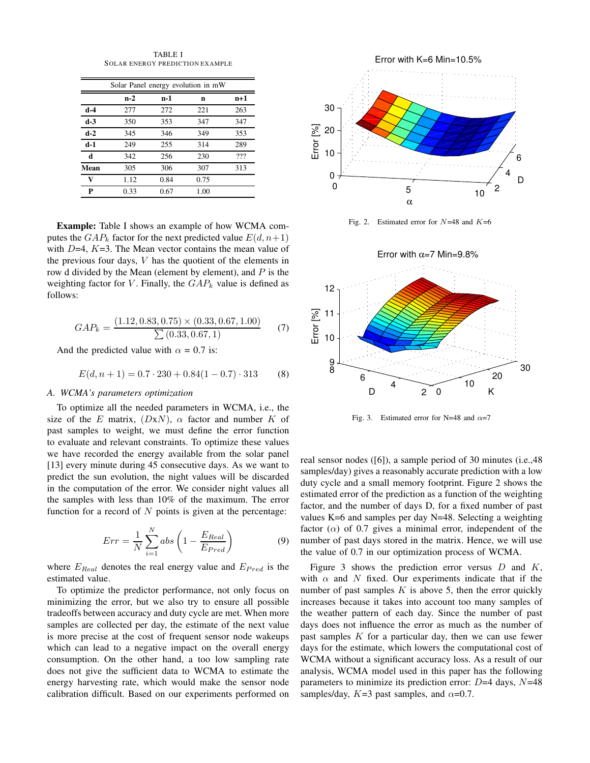TABLE I
SOLAR ENERGY PREDICTION EXAMPLE

| Solar Panel energy evolution in mW | | | | |
|---|---|---|---|---|
| | **n-2** | **n-1** | **n** | **n+1** |
| **d-4** | 277 | 272 | 221 | 263 |
| **d-3** | 350 | 353 | 347 | 347 |
| **d-2** | 345 | 346 | 349 | 353 |
| **d-1** | 249 | 255 | 314 | 289 |
| **d** | 342 | 256 | 230 | ??? |
| **Mean** | 305 | 306 | 307 | 313 |
| **V** | 1.12 | 0.84 | 0.75 | |
| **P** | 0.33 | 0.67 | 1.00 | |

**Example:** Table I shows an example of how WCMA computes the $GAP_k$ factor for the next predicted value $E(d, n+1)$ with $D$=4, $K$=3. The Mean vector contains the mean value of the previous four days, $V$ has the quotient of the elements in row d divided by the Mean (element by element), and $P$ is the weighting factor for $V$. Finally, the $GAP_k$ value is defined as follows:

$$GAP_k = \frac{(1.12, 0.83, 0.75) \times (0.33, 0.67, 1.00)}{\sum(0.33, 0.67, 1)} \tag{7}$$

And the predicted value with $\alpha$ = 0.7 is:

$$E(d, n+1) = 0.7 \cdot 230 + 0.84(1 - 0.7) \cdot 313 \tag{8}$$

### A. WCMA's parameters optimization

To optimize all the needed parameters in WCMA, i.e., the size of the $E$ matrix, ($D$x$N$), $\alpha$ factor and number $K$ of past samples to weight, we must define the error function to evaluate and relevant constraints. To optimize these values we have recorded the energy available from the solar panel [13] every minute during 45 consecutive days. As we want to predict the sun evolution, the night values will be discarded in the computation of the error. We consider night values all the samples with less than 10% of the maximum. The error function for a record of $N$ points is given at the percentage:

$$Err = \frac{1}{N}\sum_{i=1}^{N} abs\left(1 - \frac{E_{Real}}{E_{Pred}}\right) \tag{9}$$

where $E_{Real}$ denotes the real energy value and $E_{Pred}$ is the estimated value.

To optimize the predictor performance, not only focus on minimizing the error, but we also try to ensure all possible tradeoffs between accuracy and duty cycle are met. When more samples are collected per day, the estimate of the next value is more precise at the cost of frequent sensor node wakeups which can lead to a negative impact on the overall energy consumption. On the other hand, a too low sampling rate does not give the sufficient data to WCMA to estimate the energy harvesting rate, which would make the sensor node calibration difficult. Based on our experiments performed on real sensor nodes ([6]), a sample period of 30 minutes (i.e.,48 samples/day) gives a reasonably accurate prediction with a low duty cycle and a small memory footprint. Figure 2 shows the estimated error of the prediction as a function of the weighting factor, and the number of days D, for a fixed number of past values K=6 and samples per day N=48. Selecting a weighting factor ($\alpha$) of 0.7 gives a minimal error, independent of the number of past days stored in the matrix. Hence, we will use the value of 0.7 in our optimization process of WCMA.

Fig. 2. Estimated error for $N$=48 and $K$=6

Fig. 3. Estimated error for N=48 and $\alpha$=7

Figure 3 shows the prediction error versus $D$ and $K$, with $\alpha$ and $N$ fixed. Our experiments indicate that if the number of past samples $K$ is above 5, then the error quickly increases because it takes into account too many samples of the weather pattern of each day. Since the number of past days does not influence the error as much as the number of past samples $K$ for a particular day, then we can use fewer days for the estimate, which lowers the computational cost of WCMA without a significant accuracy loss. As a result of our analysis, WCMA model used in this paper has the following parameters to minimize its prediction error: $D$=4 days, $N$=48 samples/day, $K$=3 past samples, and $\alpha$=0.7.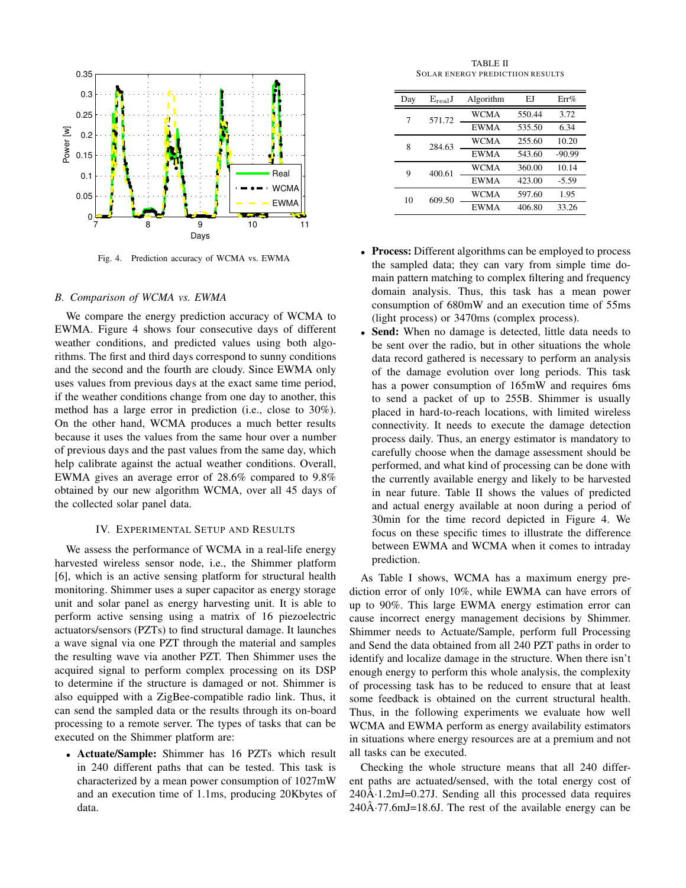Fig. 4. Prediction accuracy of WCMA vs. EWMA

### B. Comparison of WCMA vs. EWMA

We compare the energy prediction accuracy of WCMA to EWMA. Figure 4 shows four consecutive days of different weather conditions, and predicted values using both algorithms. The first and third days correspond to sunny conditions and the second and the fourth are cloudy. Since EWMA only uses values from previous days at the exact same time period, if the weather conditions change from one day to another, this method has a large error in prediction (i.e., close to 30%). On the other hand, WCMA produces a much better results because it uses the values from the same hour over a number of previous days and the past values from the same day, which help calibrate against the actual weather conditions. Overall, EWMA gives an average error of 28.6% compared to 9.8% obtained by our new algorithm WCMA, over all 45 days of the collected solar panel data.

## IV. Experimental Setup and Results

We assess the performance of WCMA in a real-life energy harvested wireless sensor node, i.e., the Shimmer platform [6], which is an active sensing platform for structural health monitoring. Shimmer uses a super capacitor as energy storage unit and solar panel as energy harvesting unit. It is able to perform active sensing using a matrix of 16 piezoelectric actuators/sensors (PZTs) to find structural damage. It launches a wave signal via one PZT through the material and samples the resulting wave via another PZT. Then Shimmer uses the acquired signal to perform complex processing on its DSP to determine if the structure is damaged or not. Shimmer is also equipped with a ZigBee-compatible radio link. Thus, it can send the sampled data or the results through its on-board processing to a remote server. The types of tasks that can be executed on the Shimmer platform are:

- **Actuate/Sample:** Shimmer has 16 PZTs which result in 240 different paths that can be tested. This task is characterized by a mean power consumption of 1027mW and an execution time of 1.1ms, producing 20Kbytes of data.
- **Process:** Different algorithms can be employed to process the sampled data; they can vary from simple time domain pattern matching to complex filtering and frequency domain analysis. Thus, this task has a mean power consumption of 680mW and an execution time of 55ms (light process) or 3470ms (complex process).
- **Send:** When no damage is detected, little data needs to be sent over the radio, but in other situations the whole data record gathered is necessary to perform an analysis of the damage evolution over long periods. This task has a power consumption of 165mW and requires 6ms to send a packet of up to 255B. Shimmer is usually placed in hard-to-reach locations, with limited wireless connectivity. It needs to execute the damage detection process daily. Thus, an energy estimator is mandatory to carefully choose when the damage assessment should be performed, and what kind of processing can be done with the currently available energy and likely to be harvested in near future. Table II shows the values of predicted and actual energy available at noon during a period of 30min for the time record depicted in Figure 4. We focus on these specific times to illustrate the difference between EWMA and WCMA when it comes to intraday prediction.

TABLE II
SOLAR ENERGY PREDICTIION RESULTS

| Day | $E_{real}$J | Algorithm | EJ | Err% |
|---|---|---|---|---|
| 7 | 571.72 | WCMA | 550.44 | 3.72 |
| | | EWMA | 535.50 | 6.34 |
| 8 | 284.63 | WCMA | 255.60 | 10.20 |
| | | EWMA | 543.60 | -90.99 |
| 9 | 400.61 | WCMA | 360.00 | 10.14 |
| | | EWMA | 423.00 | -5.59 |
| 10 | 609.50 | WCMA | 597.60 | 1.95 |
| | | EWMA | 406.80 | 33.26 |

As Table I shows, WCMA has a maximum energy prediction error of only 10%, while EWMA can have errors of up to 90%. This large EWMA energy estimation error can cause incorrect energy management decisions by Shimmer. Shimmer needs to Actuate/Sample, perform full Processing and Send the data obtained from all 240 PZT paths in order to identify and localize damage in the structure. When there isn't enough energy to perform this whole analysis, the complexity of processing task has to be reduced to ensure that at least some feedback is obtained on the current structural health. Thus, in the following experiments we evaluate how well WCMA and EWMA perform as energy availability estimators in situations where energy resources are at a premium and not all tasks can be executed.

Checking the whole structure means that all 240 different paths are actuated/sensed, with the total energy cost of 240Â·1.2mJ=0.27J. Sending all this processed data requires 240Â·77.6mJ=18.6J. The rest of the available energy can be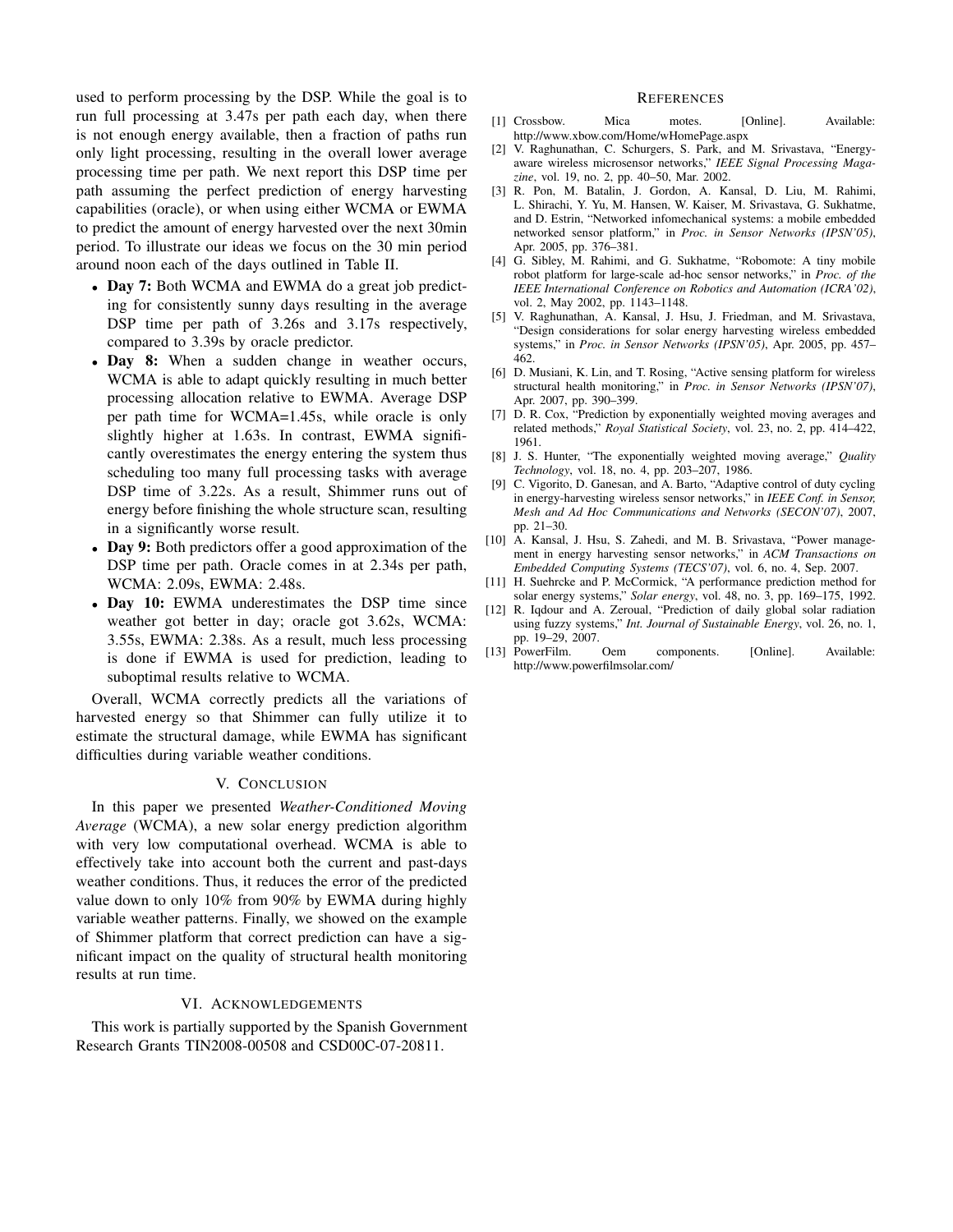used to perform processing by the DSP. While the goal is to run full processing at 3.47s per path each day, when there is not enough energy available, then a fraction of paths run only light processing, resulting in the overall lower average processing time per path. We next report this DSP time per path assuming the perfect prediction of energy harvesting capabilities (oracle), or when using either WCMA or EWMA to predict the amount of energy harvested over the next 30min period. To illustrate our ideas we focus on the 30 min period around noon each of the days outlined in Table II.

- **Day 7:** Both WCMA and EWMA do a great job predicting for consistently sunny days resulting in the average DSP time per path of 3.26s and 3.17s respectively, compared to 3.39s by oracle predictor.
- **Day 8:** When a sudden change in weather occurs, WCMA is able to adapt quickly resulting in much better processing allocation relative to EWMA. Average DSP per path time for WCMA=1.45s, while oracle is only slightly higher at 1.63s. In contrast, EWMA significantly overestimates the energy entering the system thus scheduling too many full processing tasks with average DSP time of 3.22s. As a result, Shimmer runs out of energy before finishing the whole structure scan, resulting in a significantly worse result.
- **Day 9:** Both predictors offer a good approximation of the DSP time per path. Oracle comes in at 2.34s per path, WCMA: 2.09s, EWMA: 2.48s.
- **Day 10:** EWMA underestimates the DSP time since weather got better in day; oracle got 3.62s, WCMA: 3.55s, EWMA: 2.38s. As a result, much less processing is done if EWMA is used for prediction, leading to suboptimal results relative to WCMA.

Overall, WCMA correctly predicts all the variations of harvested energy so that Shimmer can fully utilize it to estimate the structural damage, while EWMA has significant difficulties during variable weather conditions.

## V. Conclusion

In this paper we presented *Weather-Conditioned Moving Average* (WCMA), a new solar energy prediction algorithm with very low computational overhead. WCMA is able to effectively take into account both the current and past-days weather conditions. Thus, it reduces the error of the predicted value down to only 10% from 90% by EWMA during highly variable weather patterns. Finally, we showed on the example of Shimmer platform that correct prediction can have a significant impact on the quality of structural health monitoring results at run time.

## VI. Acknowledgements

This work is partially supported by the Spanish Government Research Grants TIN2008-00508 and CSD00C-07-20811.

## References

[1] Crossbow. Mica motes. [Online]. Available: http://www.xbow.com/Home/wHomePage.aspx

[2] V. Raghunathan, C. Schurgers, S. Park, and M. Srivastava, "Energy-aware wireless microsensor networks," *IEEE Signal Processing Magazine*, vol. 19, no. 2, pp. 40–50, Mar. 2002.

[3] R. Pon, M. Batalin, J. Gordon, A. Kansal, D. Liu, M. Rahimi, L. Shirachi, Y. Yu, M. Hansen, W. Kaiser, M. Srivastava, G. Sukhatme, and D. Estrin, "Networked infomechanical systems: a mobile embedded networked sensor platform," in *Proc. in Sensor Networks (IPSN'05)*, Apr. 2005, pp. 376–381.

[4] G. Sibley, M. Rahimi, and G. Sukhatme, "Robomote: A tiny mobile robot platform for large-scale ad-hoc sensor networks," in *Proc. of the IEEE International Conference on Robotics and Automation (ICRA'02)*, vol. 2, May 2002, pp. 1143–1148.

[5] V. Raghunathan, A. Kansal, J. Hsu, J. Friedman, and M. Srivastava, "Design considerations for solar energy harvesting wireless embedded systems," in *Proc. in Sensor Networks (IPSN'05)*, Apr. 2005, pp. 457–462.

[6] D. Musiani, K. Lin, and T. Rosing, "Active sensing platform for wireless structural health monitoring," in *Proc. in Sensor Networks (IPSN'07)*, Apr. 2007, pp. 390–399.

[7] D. R. Cox, "Prediction by exponentially weighted moving averages and related methods," *Royal Statistical Society*, vol. 23, no. 2, pp. 414–422, 1961.

[8] J. S. Hunter, "The exponentially weighted moving average," *Quality Technology*, vol. 18, no. 4, pp. 203–207, 1986.

[9] C. Vigorito, D. Ganesan, and A. Barto, "Adaptive control of duty cycling in energy-harvesting wireless sensor networks," in *IEEE Conf. in Sensor, Mesh and Ad Hoc Communications and Networks (SECON'07)*, 2007, pp. 21–30.

[10] A. Kansal, J. Hsu, S. Zahedi, and M. B. Srivastava, "Power management in energy harvesting sensor networks," in *ACM Transactions on Embedded Computing Systems (TECS'07)*, vol. 6, no. 4, Sep. 2007.

[11] H. Suehrcke and P. McCormick, "A performance prediction method for solar energy systems," *Solar energy*, vol. 48, no. 3, pp. 169–175, 1992.

[12] R. Iqdour and A. Zeroual, "Prediction of daily global solar radiation using fuzzy systems," *Int. Journal of Sustainable Energy*, vol. 26, no. 1, pp. 19–29, 2007.

[13] PowerFilm. Oem components. [Online]. Available: http://www.powerfilmsolar.com/